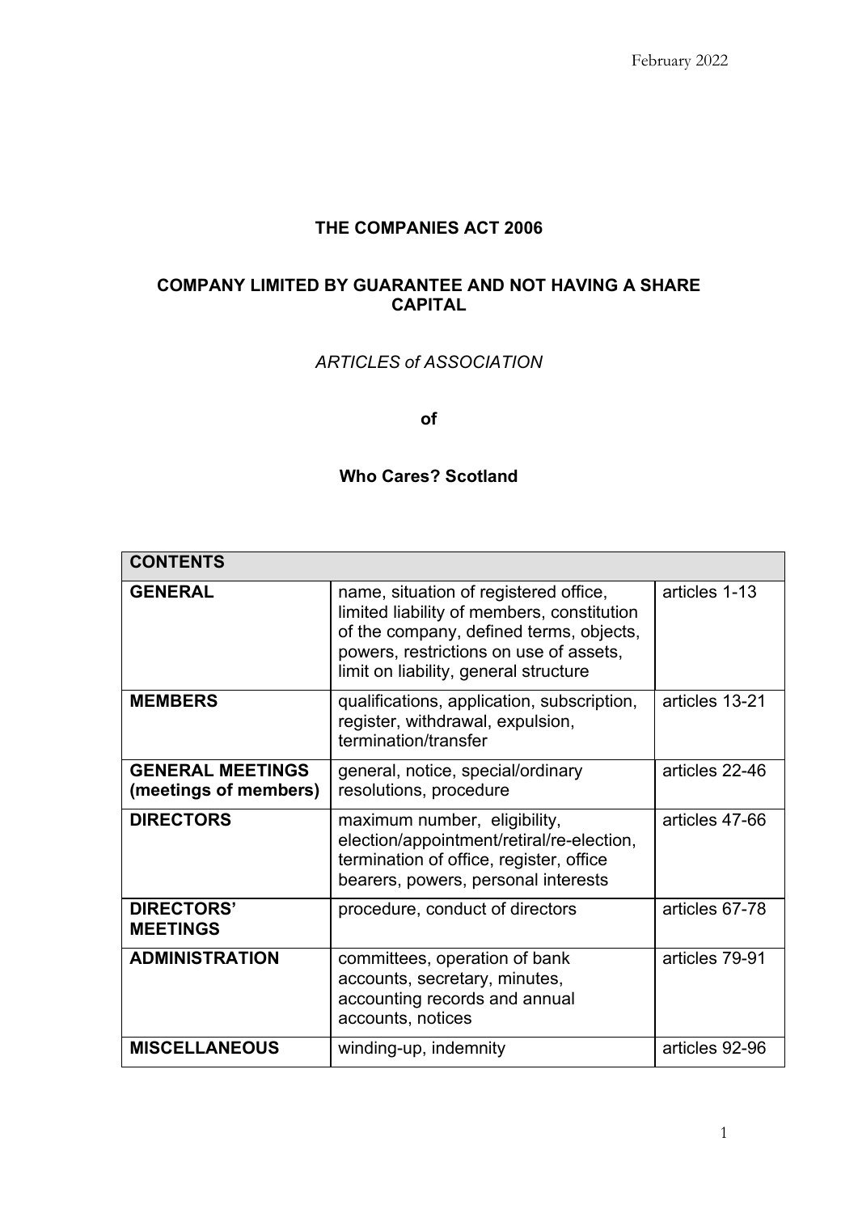February 2022

**THE COMPANIES ACT 2006**

**COMPANY LIMITED BY GUARANTEE AND NOT HAVING A SHARE CAPITAL**

*ARTICLES of ASSOCIATION*

**of**

**Who Cares? Scotland**

| **CONTENTS** | | |
|---|---|---|
| **GENERAL** | name, situation of registered office, limited liability of members, constitution of the company, defined terms, objects, powers, restrictions on use of assets, limit on liability, general structure | articles 1-13 |
| **MEMBERS** | qualifications, application, subscription, register, withdrawal, expulsion, termination/transfer | articles 13-21 |
| **GENERAL MEETINGS (meetings of members)** | general, notice, special/ordinary resolutions, procedure | articles 22-46 |
| **DIRECTORS** | maximum number, eligibility, election/appointment/retiral/re-election, termination of office, register, office bearers, powers, personal interests | articles 47-66 |
| **DIRECTORS' MEETINGS** | procedure, conduct of directors | articles 67-78 |
| **ADMINISTRATION** | committees, operation of bank accounts, secretary, minutes, accounting records and annual accounts, notices | articles 79-91 |
| **MISCELLANEOUS** | winding-up, indemnity | articles 92-96 |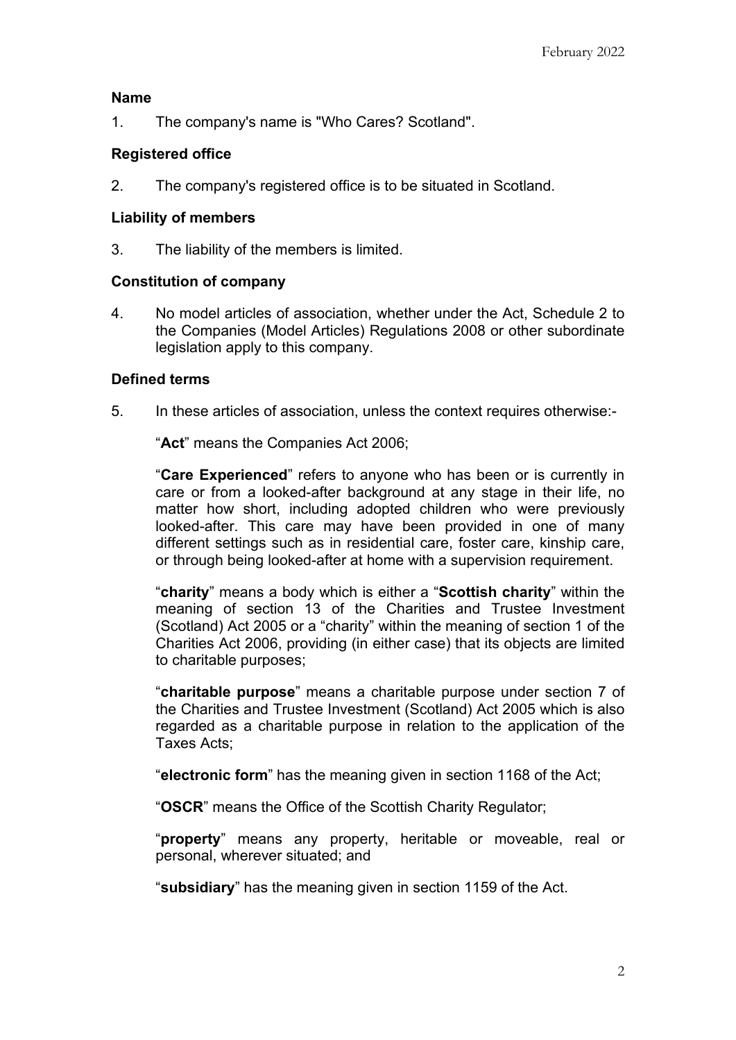**Name**

1. The company's name is "Who Cares? Scotland".

**Registered office**

2. The company's registered office is to be situated in Scotland.

**Liability of members**

3. The liability of the members is limited.

**Constitution of company**

4. No model articles of association, whether under the Act, Schedule 2 to the Companies (Model Articles) Regulations 2008 or other subordinate legislation apply to this company.

**Defined terms**

5. In these articles of association, unless the context requires otherwise:-

   "**Act**" means the Companies Act 2006;

   "**Care Experienced**" refers to anyone who has been or is currently in care or from a looked-after background at any stage in their life, no matter how short, including adopted children who were previously looked-after. This care may have been provided in one of many different settings such as in residential care, foster care, kinship care, or through being looked-after at home with a supervision requirement.

   "**charity**" means a body which is either a "**Scottish charity**" within the meaning of section 13 of the Charities and Trustee Investment (Scotland) Act 2005 or a "charity" within the meaning of section 1 of the Charities Act 2006, providing (in either case) that its objects are limited to charitable purposes;

   "**charitable purpose**" means a charitable purpose under section 7 of the Charities and Trustee Investment (Scotland) Act 2005 which is also regarded as a charitable purpose in relation to the application of the Taxes Acts;

   "**electronic form**" has the meaning given in section 1168 of the Act;

   "**OSCR**" means the Office of the Scottish Charity Regulator;

   "**property**" means any property, heritable or moveable, real or personal, wherever situated; and

   "**subsidiary**" has the meaning given in section 1159 of the Act.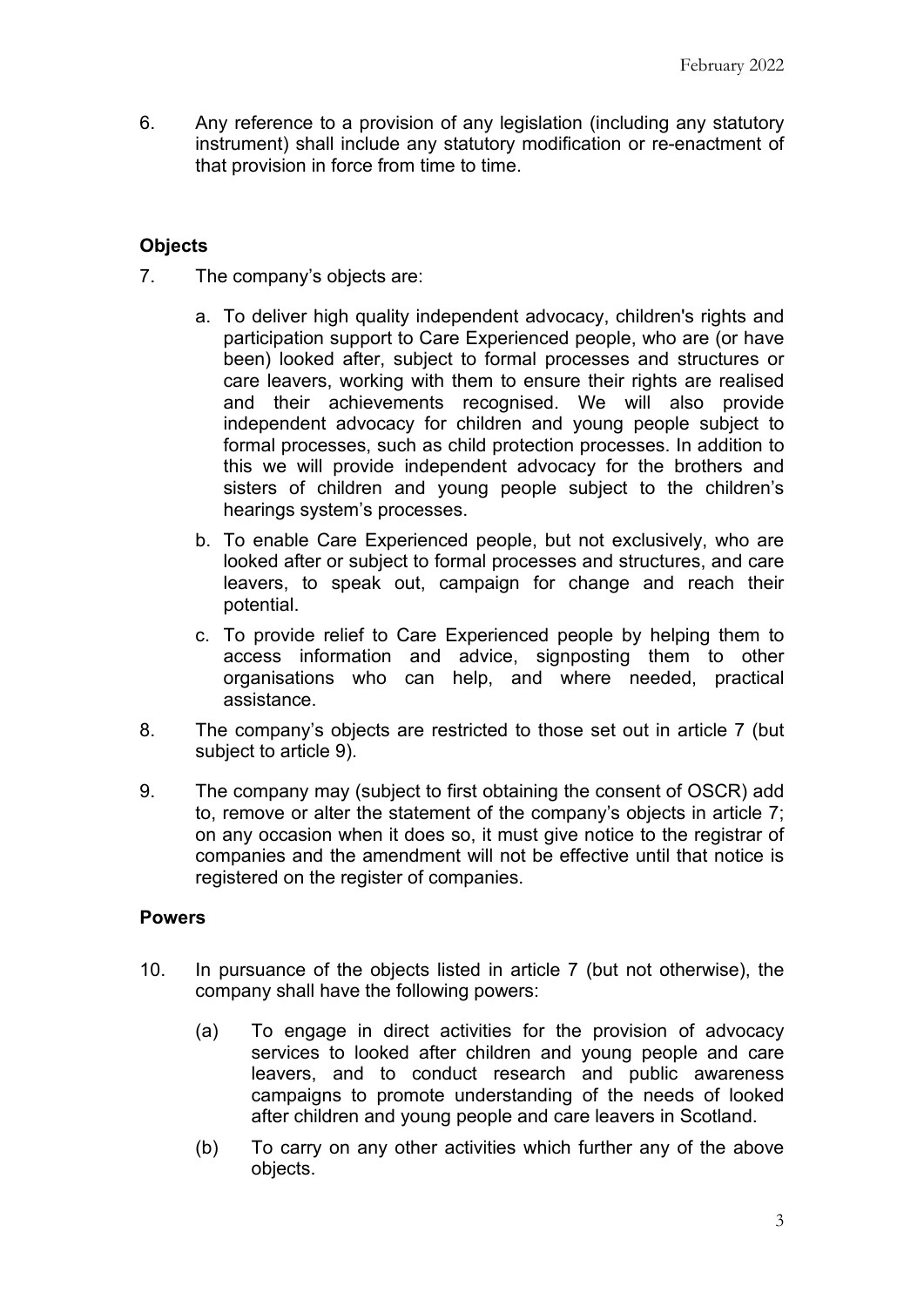6. Any reference to a provision of any legislation (including any statutory instrument) shall include any statutory modification or re-enactment of that provision in force from time to time.

## Objects

7. The company's objects are:

    a. To deliver high quality independent advocacy, children's rights and participation support to Care Experienced people, who are (or have been) looked after, subject to formal processes and structures or care leavers, working with them to ensure their rights are realised and their achievements recognised. We will also provide independent advocacy for children and young people subject to formal processes, such as child protection processes. In addition to this we will provide independent advocacy for the brothers and sisters of children and young people subject to the children's hearings system's processes.

    b. To enable Care Experienced people, but not exclusively, who are looked after or subject to formal processes and structures, and care leavers, to speak out, campaign for change and reach their potential.

    c. To provide relief to Care Experienced people by helping them to access information and advice, signposting them to other organisations who can help, and where needed, practical assistance.

8. The company's objects are restricted to those set out in article 7 (but subject to article 9).

9. The company may (subject to first obtaining the consent of OSCR) add to, remove or alter the statement of the company's objects in article 7; on any occasion when it does so, it must give notice to the registrar of companies and the amendment will not be effective until that notice is registered on the register of companies.

## Powers

10. In pursuance of the objects listed in article 7 (but not otherwise), the company shall have the following powers:

    (a) To engage in direct activities for the provision of advocacy services to looked after children and young people and care leavers, and to conduct research and public awareness campaigns to promote understanding of the needs of looked after children and young people and care leavers in Scotland.

    (b) To carry on any other activities which further any of the above objects.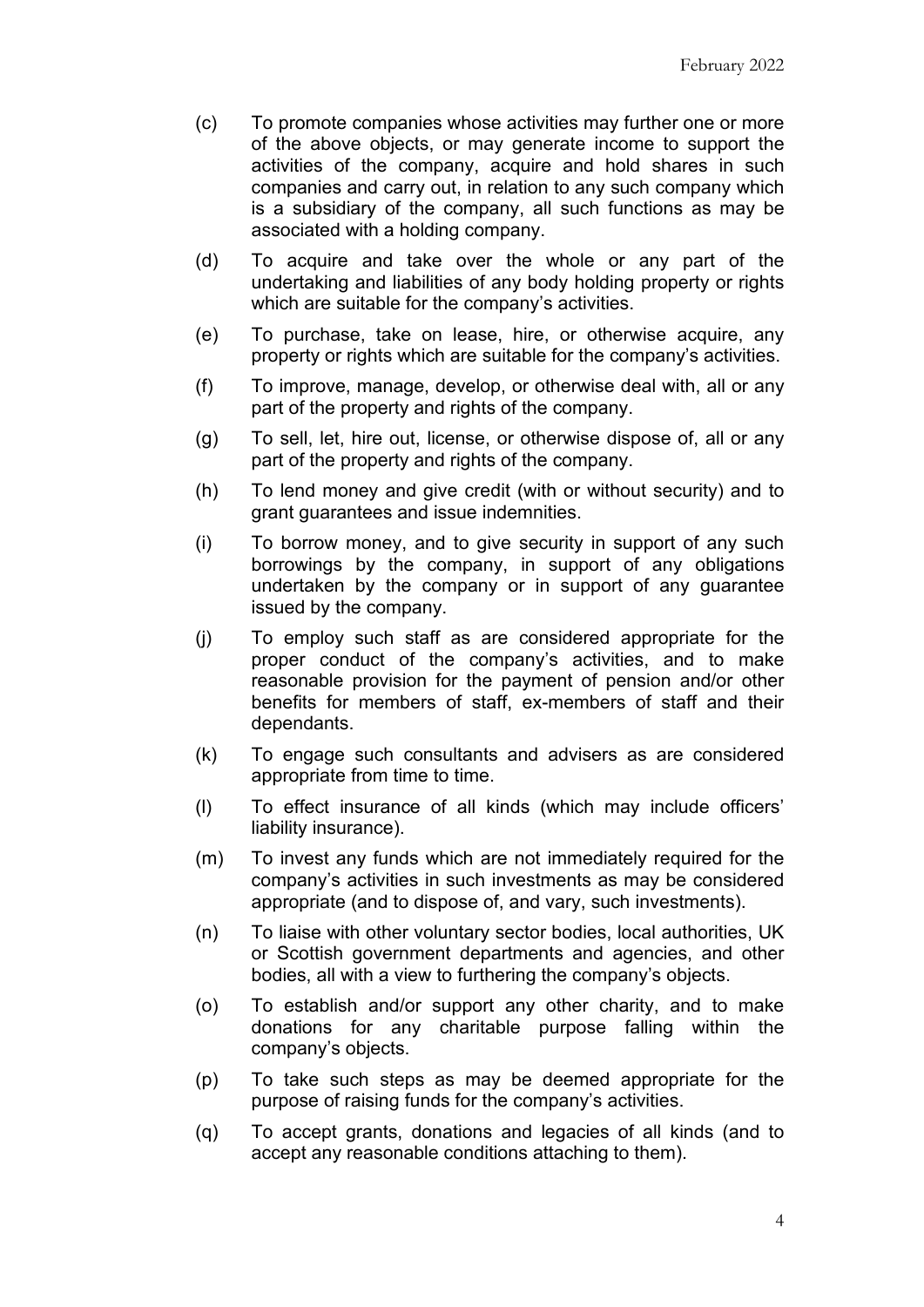(c) To promote companies whose activities may further one or more of the above objects, or may generate income to support the activities of the company, acquire and hold shares in such companies and carry out, in relation to any such company which is a subsidiary of the company, all such functions as may be associated with a holding company.

(d) To acquire and take over the whole or any part of the undertaking and liabilities of any body holding property or rights which are suitable for the company's activities.

(e) To purchase, take on lease, hire, or otherwise acquire, any property or rights which are suitable for the company's activities.

(f) To improve, manage, develop, or otherwise deal with, all or any part of the property and rights of the company.

(g) To sell, let, hire out, license, or otherwise dispose of, all or any part of the property and rights of the company.

(h) To lend money and give credit (with or without security) and to grant guarantees and issue indemnities.

(i) To borrow money, and to give security in support of any such borrowings by the company, in support of any obligations undertaken by the company or in support of any guarantee issued by the company.

(j) To employ such staff as are considered appropriate for the proper conduct of the company's activities, and to make reasonable provision for the payment of pension and/or other benefits for members of staff, ex-members of staff and their dependants.

(k) To engage such consultants and advisers as are considered appropriate from time to time.

(l) To effect insurance of all kinds (which may include officers' liability insurance).

(m) To invest any funds which are not immediately required for the company's activities in such investments as may be considered appropriate (and to dispose of, and vary, such investments).

(n) To liaise with other voluntary sector bodies, local authorities, UK or Scottish government departments and agencies, and other bodies, all with a view to furthering the company's objects.

(o) To establish and/or support any other charity, and to make donations for any charitable purpose falling within the company's objects.

(p) To take such steps as may be deemed appropriate for the purpose of raising funds for the company's activities.

(q) To accept grants, donations and legacies of all kinds (and to accept any reasonable conditions attaching to them).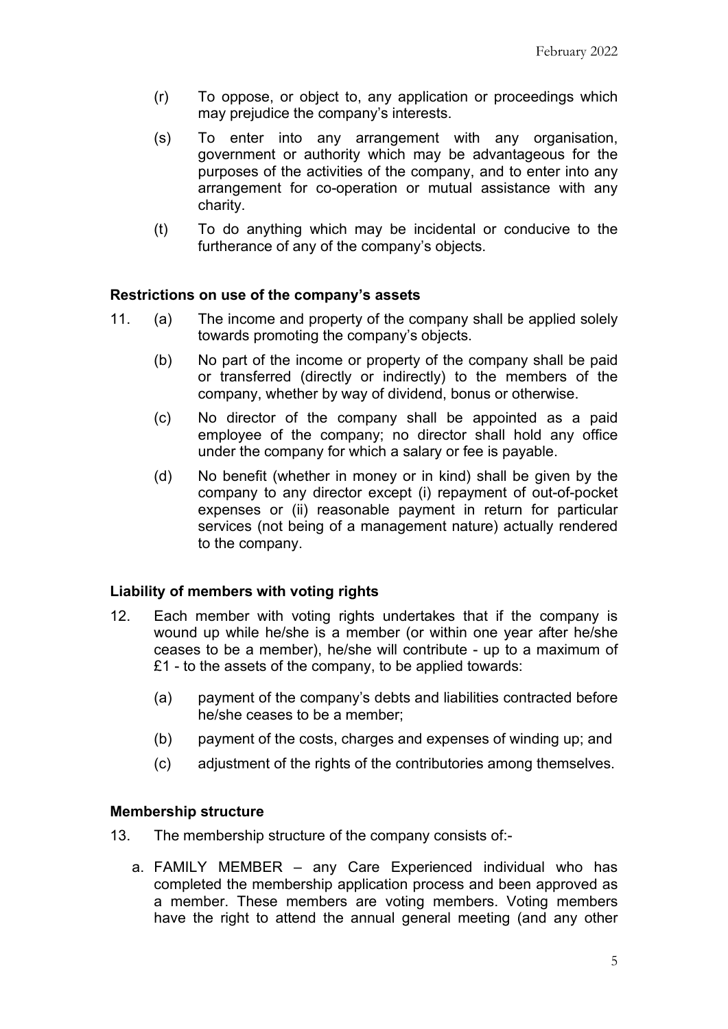(r) To oppose, or object to, any application or proceedings which may prejudice the company's interests.

(s) To enter into any arrangement with any organisation, government or authority which may be advantageous for the purposes of the activities of the company, and to enter into any arrangement for co-operation or mutual assistance with any charity.

(t) To do anything which may be incidental or conducive to the furtherance of any of the company's objects.

**Restrictions on use of the company's assets**

11. (a) The income and property of the company shall be applied solely towards promoting the company's objects.

    (b) No part of the income or property of the company shall be paid or transferred (directly or indirectly) to the members of the company, whether by way of dividend, bonus or otherwise.

    (c) No director of the company shall be appointed as a paid employee of the company; no director shall hold any office under the company for which a salary or fee is payable.

    (d) No benefit (whether in money or in kind) shall be given by the company to any director except (i) repayment of out-of-pocket expenses or (ii) reasonable payment in return for particular services (not being of a management nature) actually rendered to the company.

**Liability of members with voting rights**

12. Each member with voting rights undertakes that if the company is wound up while he/she is a member (or within one year after he/she ceases to be a member), he/she will contribute - up to a maximum of £1 - to the assets of the company, to be applied towards:

    (a) payment of the company's debts and liabilities contracted before he/she ceases to be a member;

    (b) payment of the costs, charges and expenses of winding up; and

    (c) adjustment of the rights of the contributories among themselves.

**Membership structure**

13. The membership structure of the company consists of:-

    a. FAMILY MEMBER – any Care Experienced individual who has completed the membership application process and been approved as a member. These members are voting members. Voting members have the right to attend the annual general meeting (and any other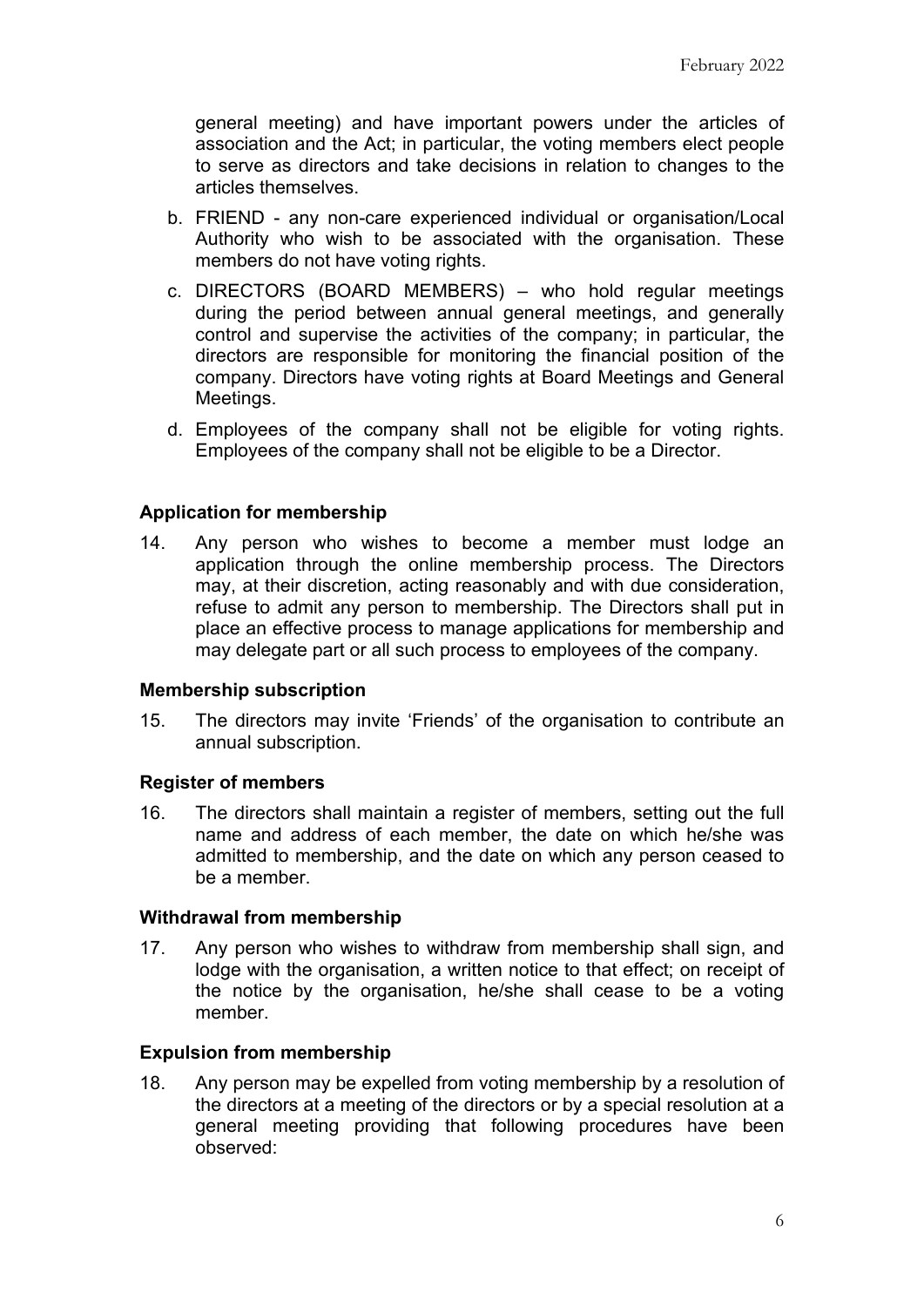general meeting) and have important powers under the articles of association and the Act; in particular, the voting members elect people to serve as directors and take decisions in relation to changes to the articles themselves.

b. FRIEND - any non-care experienced individual or organisation/Local Authority who wish to be associated with the organisation. These members do not have voting rights.

c. DIRECTORS (BOARD MEMBERS) – who hold regular meetings during the period between annual general meetings, and generally control and supervise the activities of the company; in particular, the directors are responsible for monitoring the financial position of the company. Directors have voting rights at Board Meetings and General Meetings.

d. Employees of the company shall not be eligible for voting rights. Employees of the company shall not be eligible to be a Director.

### Application for membership

14. Any person who wishes to become a member must lodge an application through the online membership process. The Directors may, at their discretion, acting reasonably and with due consideration, refuse to admit any person to membership. The Directors shall put in place an effective process to manage applications for membership and may delegate part or all such process to employees of the company.

### Membership subscription

15. The directors may invite 'Friends' of the organisation to contribute an annual subscription.

### Register of members

16. The directors shall maintain a register of members, setting out the full name and address of each member, the date on which he/she was admitted to membership, and the date on which any person ceased to be a member.

### Withdrawal from membership

17. Any person who wishes to withdraw from membership shall sign, and lodge with the organisation, a written notice to that effect; on receipt of the notice by the organisation, he/she shall cease to be a voting member.

### Expulsion from membership

18. Any person may be expelled from voting membership by a resolution of the directors at a meeting of the directors or by a special resolution at a general meeting providing that following procedures have been observed: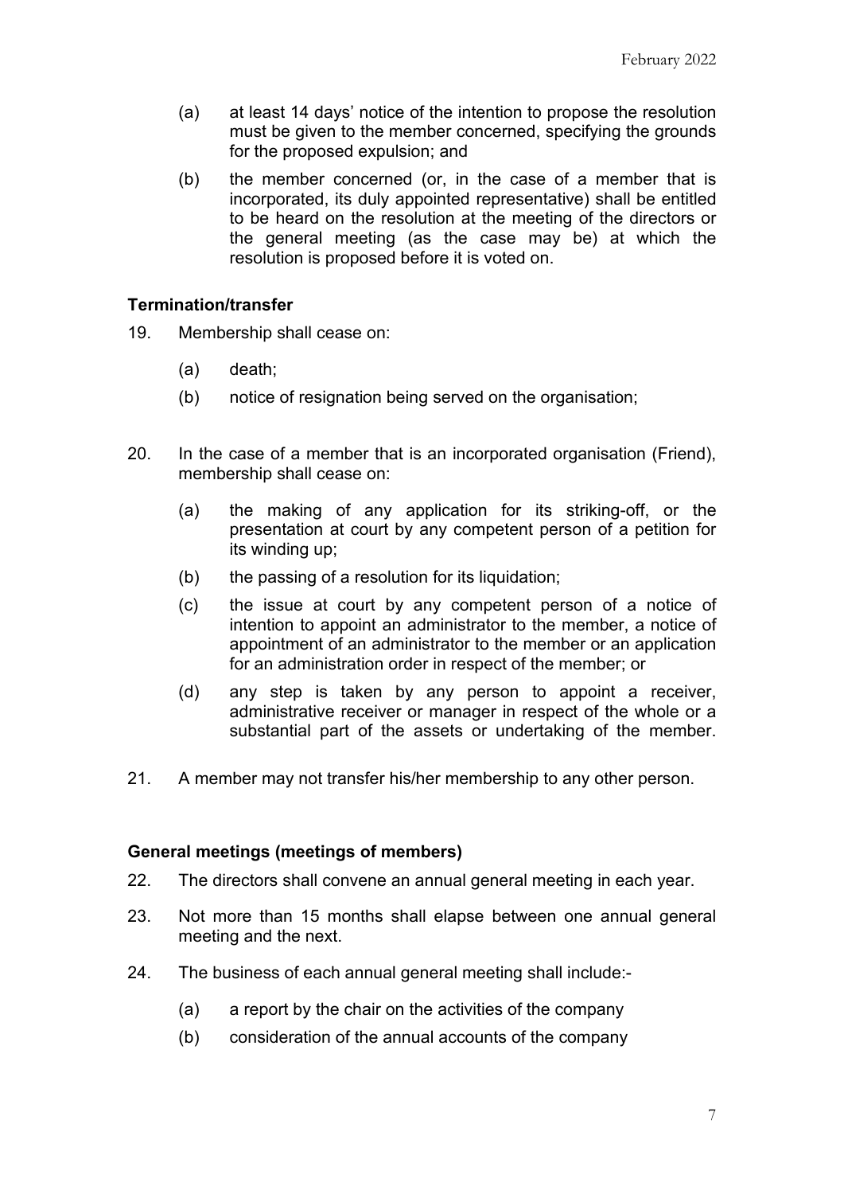(a) at least 14 days' notice of the intention to propose the resolution must be given to the member concerned, specifying the grounds for the proposed expulsion; and

(b) the member concerned (or, in the case of a member that is incorporated, its duly appointed representative) shall be entitled to be heard on the resolution at the meeting of the directors or the general meeting (as the case may be) at which the resolution is proposed before it is voted on.

**Termination/transfer**

19. Membership shall cease on:

    (a) death;

    (b) notice of resignation being served on the organisation;

20. In the case of a member that is an incorporated organisation (Friend), membership shall cease on:

    (a) the making of any application for its striking-off, or the presentation at court by any competent person of a petition for its winding up;

    (b) the passing of a resolution for its liquidation;

    (c) the issue at court by any competent person of a notice of intention to appoint an administrator to the member, a notice of appointment of an administrator to the member or an application for an administration order in respect of the member; or

    (d) any step is taken by any person to appoint a receiver, administrative receiver or manager in respect of the whole or a substantial part of the assets or undertaking of the member.

21. A member may not transfer his/her membership to any other person.

**General meetings (meetings of members)**

22. The directors shall convene an annual general meeting in each year.

23. Not more than 15 months shall elapse between one annual general meeting and the next.

24. The business of each annual general meeting shall include:-

    (a) a report by the chair on the activities of the company

    (b) consideration of the annual accounts of the company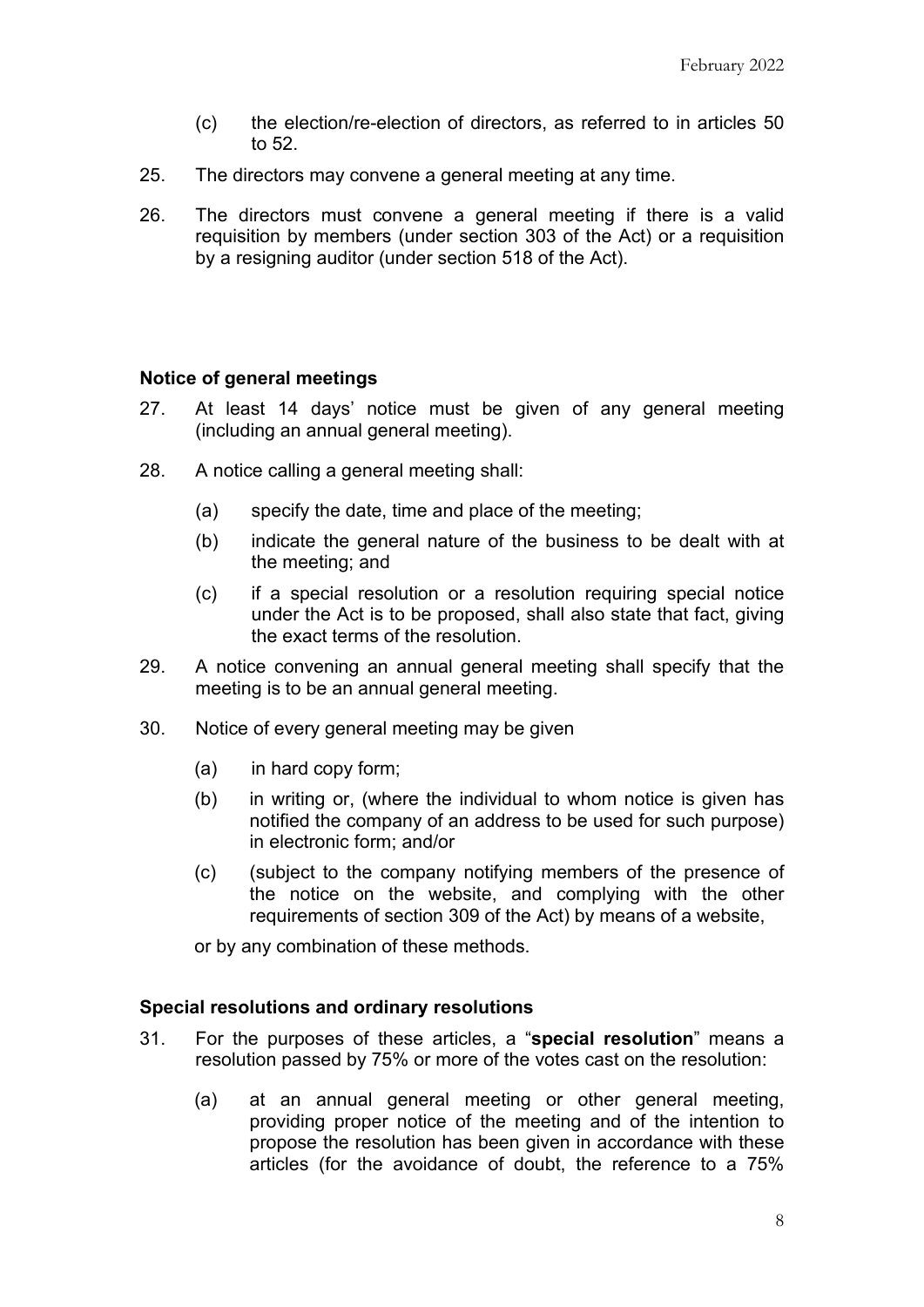(c) the election/re-election of directors, as referred to in articles 50 to 52.

25. The directors may convene a general meeting at any time.

26. The directors must convene a general meeting if there is a valid requisition by members (under section 303 of the Act) or a requisition by a resigning auditor (under section 518 of the Act).

**Notice of general meetings**

27. At least 14 days' notice must be given of any general meeting (including an annual general meeting).

28. A notice calling a general meeting shall:

    (a) specify the date, time and place of the meeting;

    (b) indicate the general nature of the business to be dealt with at the meeting; and

    (c) if a special resolution or a resolution requiring special notice under the Act is to be proposed, shall also state that fact, giving the exact terms of the resolution.

29. A notice convening an annual general meeting shall specify that the meeting is to be an annual general meeting.

30. Notice of every general meeting may be given

    (a) in hard copy form;

    (b) in writing or, (where the individual to whom notice is given has notified the company of an address to be used for such purpose) in electronic form; and/or

    (c) (subject to the company notifying members of the presence of the notice on the website, and complying with the other requirements of section 309 of the Act) by means of a website,

    or by any combination of these methods.

**Special resolutions and ordinary resolutions**

31. For the purposes of these articles, a "**special resolution**" means a resolution passed by 75% or more of the votes cast on the resolution:

    (a) at an annual general meeting or other general meeting, providing proper notice of the meeting and of the intention to propose the resolution has been given in accordance with these articles (for the avoidance of doubt, the reference to a 75%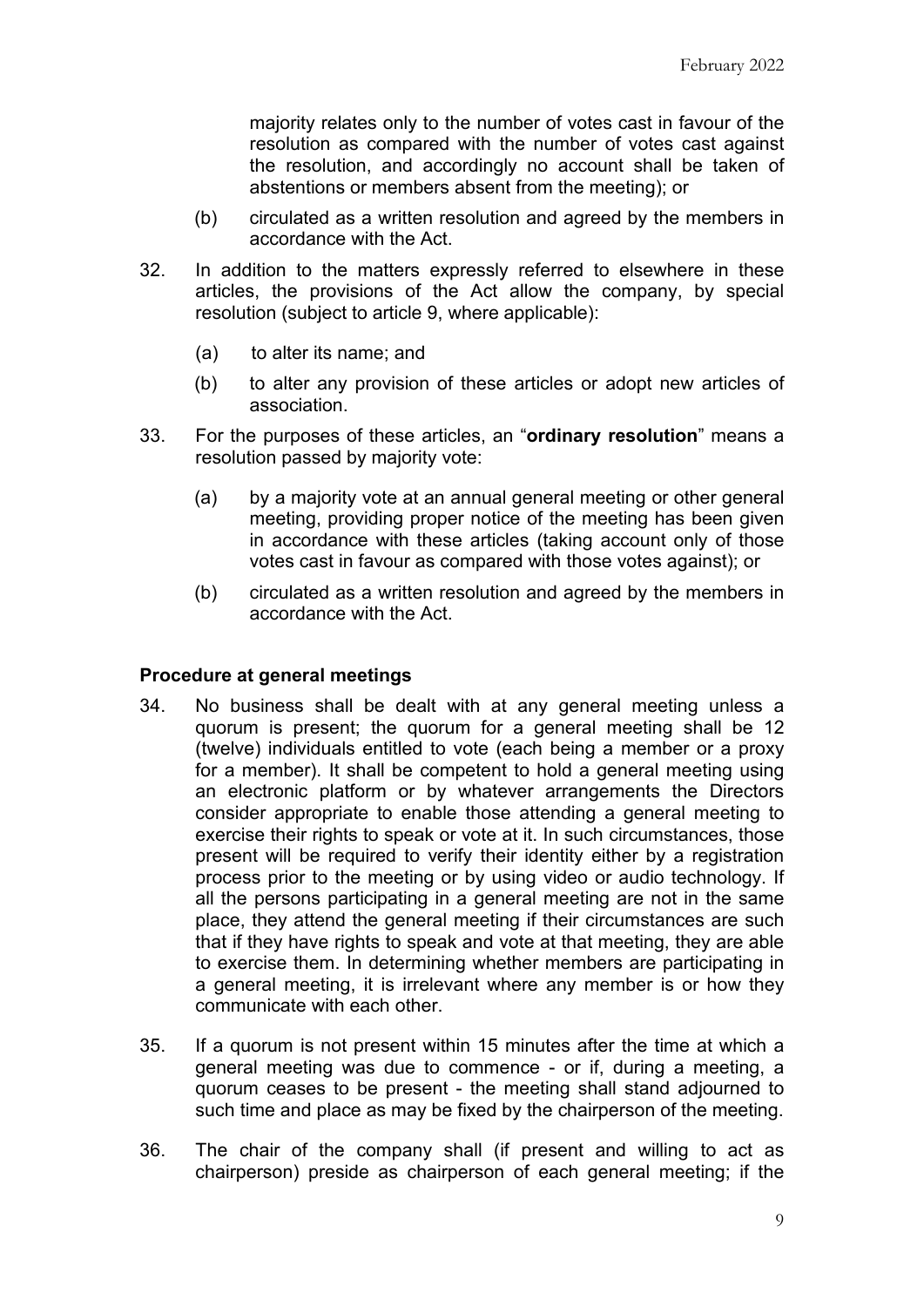majority relates only to the number of votes cast in favour of the resolution as compared with the number of votes cast against the resolution, and accordingly no account shall be taken of abstentions or members absent from the meeting); or

(b) circulated as a written resolution and agreed by the members in accordance with the Act.

32. In addition to the matters expressly referred to elsewhere in these articles, the provisions of the Act allow the company, by special resolution (subject to article 9, where applicable):

(a) to alter its name; and

(b) to alter any provision of these articles or adopt new articles of association.

33. For the purposes of these articles, an "**ordinary resolution**" means a resolution passed by majority vote:

(a) by a majority vote at an annual general meeting or other general meeting, providing proper notice of the meeting has been given in accordance with these articles (taking account only of those votes cast in favour as compared with those votes against); or

(b) circulated as a written resolution and agreed by the members in accordance with the Act.

### Procedure at general meetings

34. No business shall be dealt with at any general meeting unless a quorum is present; the quorum for a general meeting shall be 12 (twelve) individuals entitled to vote (each being a member or a proxy for a member). It shall be competent to hold a general meeting using an electronic platform or by whatever arrangements the Directors consider appropriate to enable those attending a general meeting to exercise their rights to speak or vote at it. In such circumstances, those present will be required to verify their identity either by a registration process prior to the meeting or by using video or audio technology. If all the persons participating in a general meeting are not in the same place, they attend the general meeting if their circumstances are such that if they have rights to speak and vote at that meeting, they are able to exercise them. In determining whether members are participating in a general meeting, it is irrelevant where any member is or how they communicate with each other.

35. If a quorum is not present within 15 minutes after the time at which a general meeting was due to commence - or if, during a meeting, a quorum ceases to be present - the meeting shall stand adjourned to such time and place as may be fixed by the chairperson of the meeting.

36. The chair of the company shall (if present and willing to act as chairperson) preside as chairperson of each general meeting; if the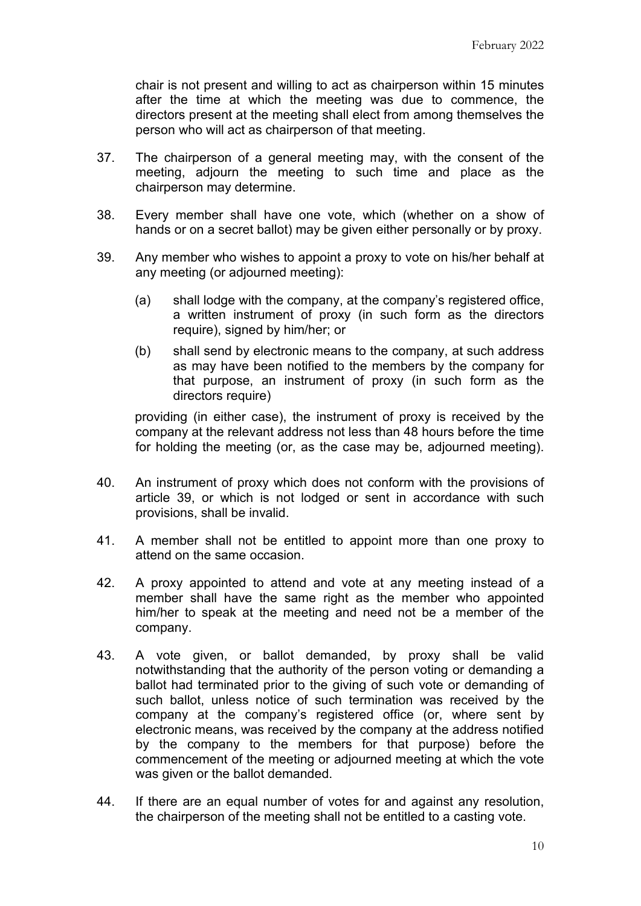chair is not present and willing to act as chairperson within 15 minutes after the time at which the meeting was due to commence, the directors present at the meeting shall elect from among themselves the person who will act as chairperson of that meeting.

37. The chairperson of a general meeting may, with the consent of the meeting, adjourn the meeting to such time and place as the chairperson may determine.

38. Every member shall have one vote, which (whether on a show of hands or on a secret ballot) may be given either personally or by proxy.

39. Any member who wishes to appoint a proxy to vote on his/her behalf at any meeting (or adjourned meeting):

    (a) shall lodge with the company, at the company's registered office, a written instrument of proxy (in such form as the directors require), signed by him/her; or

    (b) shall send by electronic means to the company, at such address as may have been notified to the members by the company for that purpose, an instrument of proxy (in such form as the directors require)

    providing (in either case), the instrument of proxy is received by the company at the relevant address not less than 48 hours before the time for holding the meeting (or, as the case may be, adjourned meeting).

40. An instrument of proxy which does not conform with the provisions of article 39, or which is not lodged or sent in accordance with such provisions, shall be invalid.

41. A member shall not be entitled to appoint more than one proxy to attend on the same occasion.

42. A proxy appointed to attend and vote at any meeting instead of a member shall have the same right as the member who appointed him/her to speak at the meeting and need not be a member of the company.

43. A vote given, or ballot demanded, by proxy shall be valid notwithstanding that the authority of the person voting or demanding a ballot had terminated prior to the giving of such vote or demanding of such ballot, unless notice of such termination was received by the company at the company's registered office (or, where sent by electronic means, was received by the company at the address notified by the company to the members for that purpose) before the commencement of the meeting or adjourned meeting at which the vote was given or the ballot demanded.

44. If there are an equal number of votes for and against any resolution, the chairperson of the meeting shall not be entitled to a casting vote.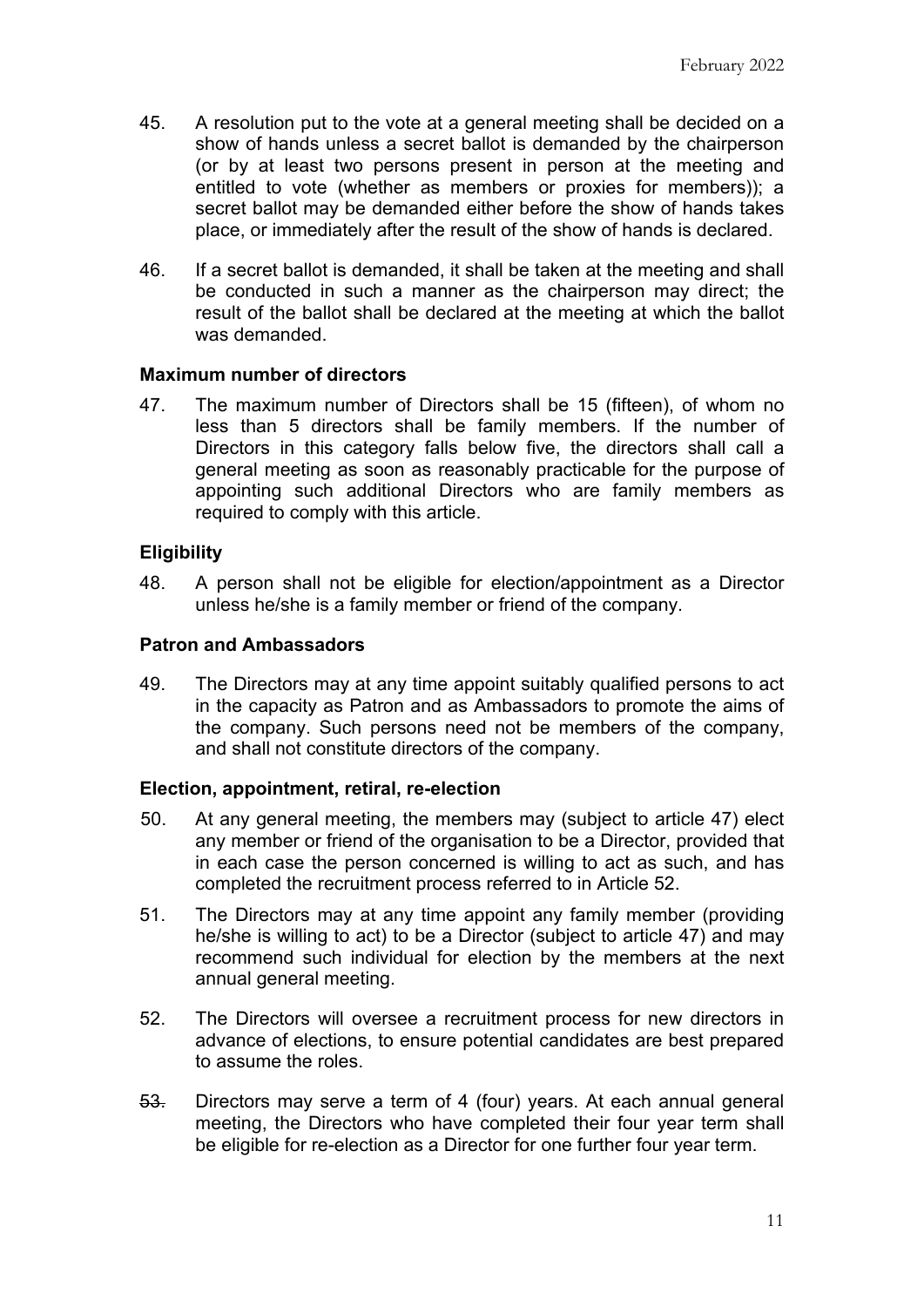45. A resolution put to the vote at a general meeting shall be decided on a show of hands unless a secret ballot is demanded by the chairperson (or by at least two persons present in person at the meeting and entitled to vote (whether as members or proxies for members)); a secret ballot may be demanded either before the show of hands takes place, or immediately after the result of the show of hands is declared.

46. If a secret ballot is demanded, it shall be taken at the meeting and shall be conducted in such a manner as the chairperson may direct; the result of the ballot shall be declared at the meeting at which the ballot was demanded.

**Maximum number of directors**

47. The maximum number of Directors shall be 15 (fifteen), of whom no less than 5 directors shall be family members. If the number of Directors in this category falls below five, the directors shall call a general meeting as soon as reasonably practicable for the purpose of appointing such additional Directors who are family members as required to comply with this article.

**Eligibility**

48. A person shall not be eligible for election/appointment as a Director unless he/she is a family member or friend of the company.

**Patron and Ambassadors**

49. The Directors may at any time appoint suitably qualified persons to act in the capacity as Patron and as Ambassadors to promote the aims of the company. Such persons need not be members of the company, and shall not constitute directors of the company.

**Election, appointment, retiral, re-election**

50. At any general meeting, the members may (subject to article 47) elect any member or friend of the organisation to be a Director, provided that in each case the person concerned is willing to act as such, and has completed the recruitment process referred to in Article 52.

51. The Directors may at any time appoint any family member (providing he/she is willing to act) to be a Director (subject to article 47) and may recommend such individual for election by the members at the next annual general meeting.

52. The Directors will oversee a recruitment process for new directors in advance of elections, to ensure potential candidates are best prepared to assume the roles.

53. Directors may serve a term of 4 (four) years. At each annual general meeting, the Directors who have completed their four year term shall be eligible for re-election as a Director for one further four year term.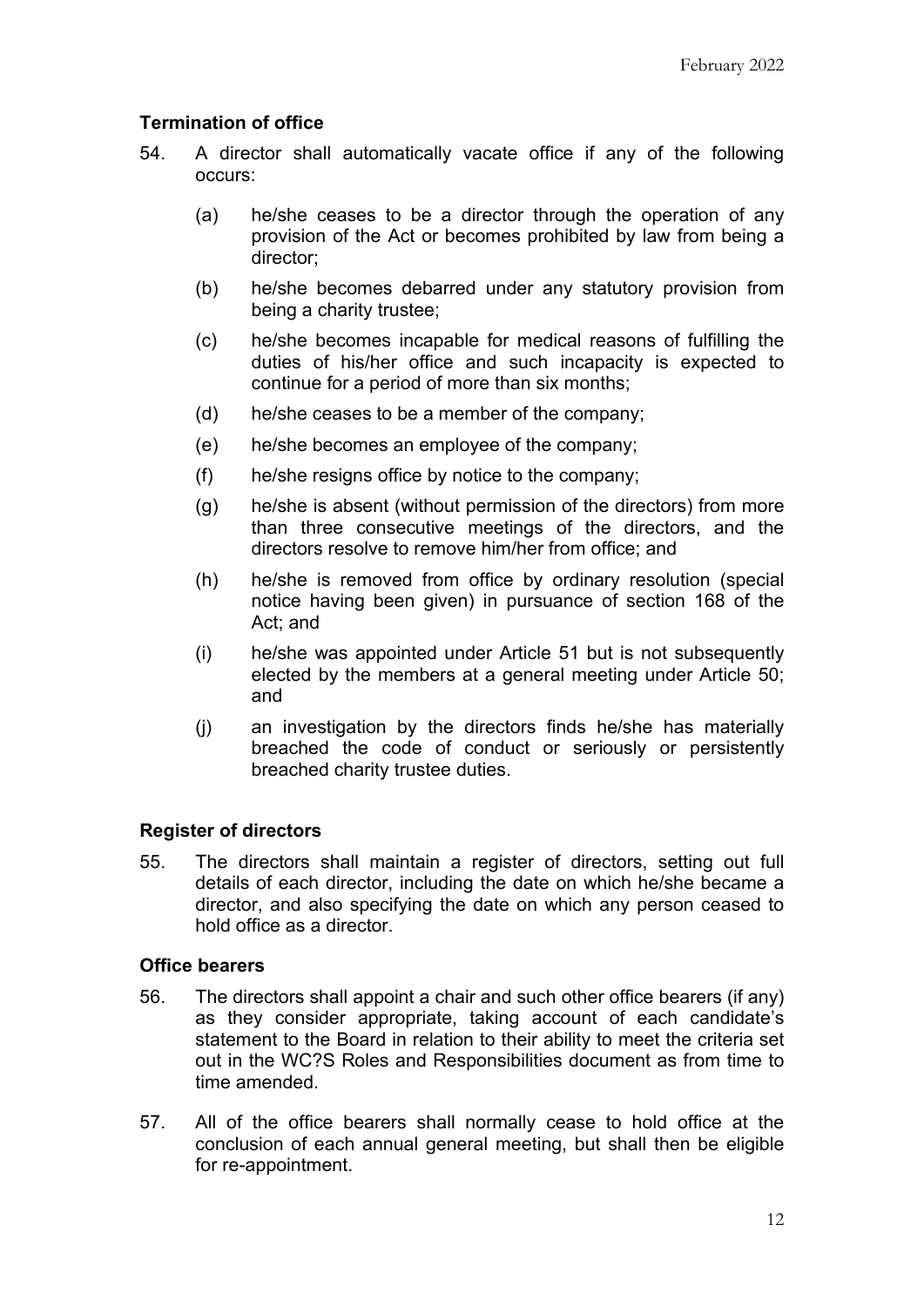### Termination of office

54. A director shall automatically vacate office if any of the following occurs:

    (a) he/she ceases to be a director through the operation of any provision of the Act or becomes prohibited by law from being a director;

    (b) he/she becomes debarred under any statutory provision from being a charity trustee;

    (c) he/she becomes incapable for medical reasons of fulfilling the duties of his/her office and such incapacity is expected to continue for a period of more than six months;

    (d) he/she ceases to be a member of the company;

    (e) he/she becomes an employee of the company;

    (f) he/she resigns office by notice to the company;

    (g) he/she is absent (without permission of the directors) from more than three consecutive meetings of the directors, and the directors resolve to remove him/her from office; and

    (h) he/she is removed from office by ordinary resolution (special notice having been given) in pursuance of section 168 of the Act; and

    (i) he/she was appointed under Article 51 but is not subsequently elected by the members at a general meeting under Article 50; and

    (j) an investigation by the directors finds he/she has materially breached the code of conduct or seriously or persistently breached charity trustee duties.

### Register of directors

55. The directors shall maintain a register of directors, setting out full details of each director, including the date on which he/she became a director, and also specifying the date on which any person ceased to hold office as a director.

### Office bearers

56. The directors shall appoint a chair and such other office bearers (if any) as they consider appropriate, taking account of each candidate's statement to the Board in relation to their ability to meet the criteria set out in the WC?S Roles and Responsibilities document as from time to time amended.

57. All of the office bearers shall normally cease to hold office at the conclusion of each annual general meeting, but shall then be eligible for re-appointment.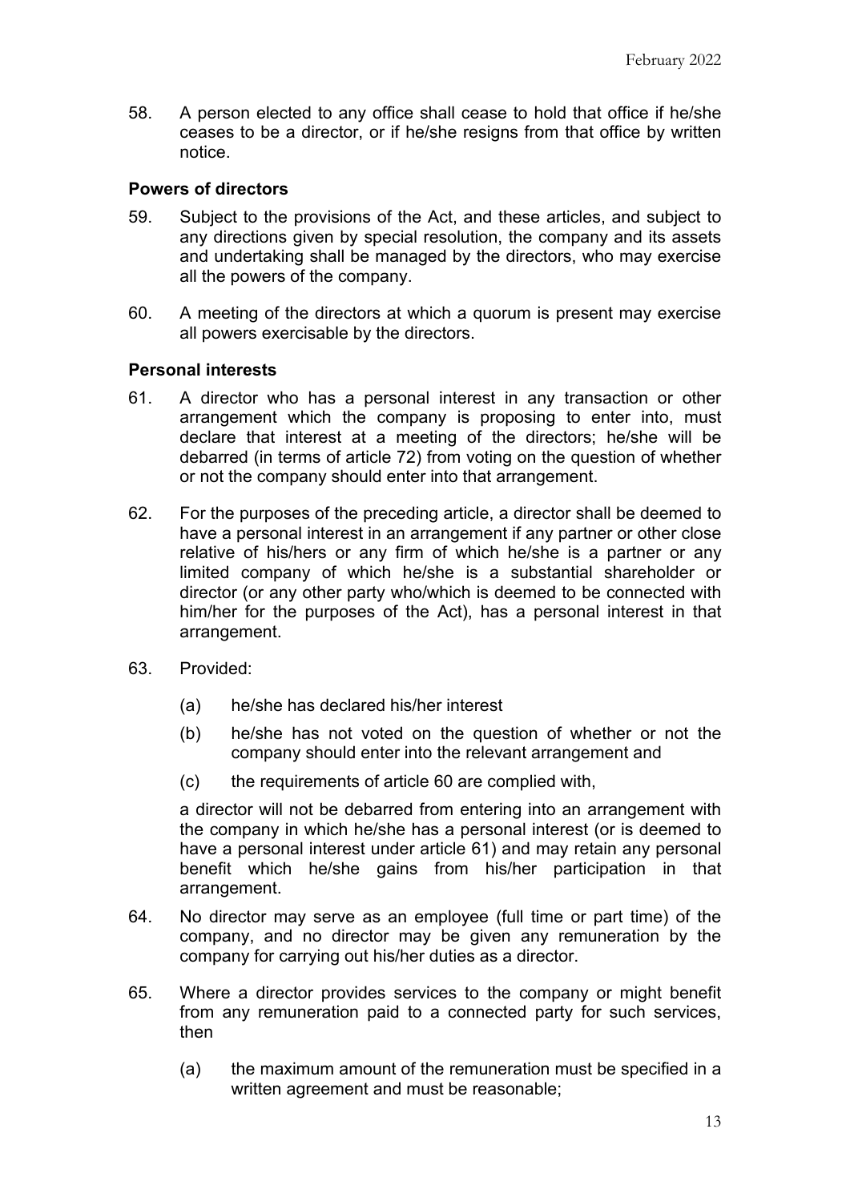58. A person elected to any office shall cease to hold that office if he/she ceases to be a director, or if he/she resigns from that office by written notice.

### Powers of directors

59. Subject to the provisions of the Act, and these articles, and subject to any directions given by special resolution, the company and its assets and undertaking shall be managed by the directors, who may exercise all the powers of the company.

60. A meeting of the directors at which a quorum is present may exercise all powers exercisable by the directors.

### Personal interests

61. A director who has a personal interest in any transaction or other arrangement which the company is proposing to enter into, must declare that interest at a meeting of the directors; he/she will be debarred (in terms of article 72) from voting on the question of whether or not the company should enter into that arrangement.

62. For the purposes of the preceding article, a director shall be deemed to have a personal interest in an arrangement if any partner or other close relative of his/hers or any firm of which he/she is a partner or any limited company of which he/she is a substantial shareholder or director (or any other party who/which is deemed to be connected with him/her for the purposes of the Act), has a personal interest in that arrangement.

63. Provided:

    (a) he/she has declared his/her interest

    (b) he/she has not voted on the question of whether or not the company should enter into the relevant arrangement and

    (c) the requirements of article 60 are complied with,

    a director will not be debarred from entering into an arrangement with the company in which he/she has a personal interest (or is deemed to have a personal interest under article 61) and may retain any personal benefit which he/she gains from his/her participation in that arrangement.

64. No director may serve as an employee (full time or part time) of the company, and no director may be given any remuneration by the company for carrying out his/her duties as a director.

65. Where a director provides services to the company or might benefit from any remuneration paid to a connected party for such services, then

    (a) the maximum amount of the remuneration must be specified in a written agreement and must be reasonable;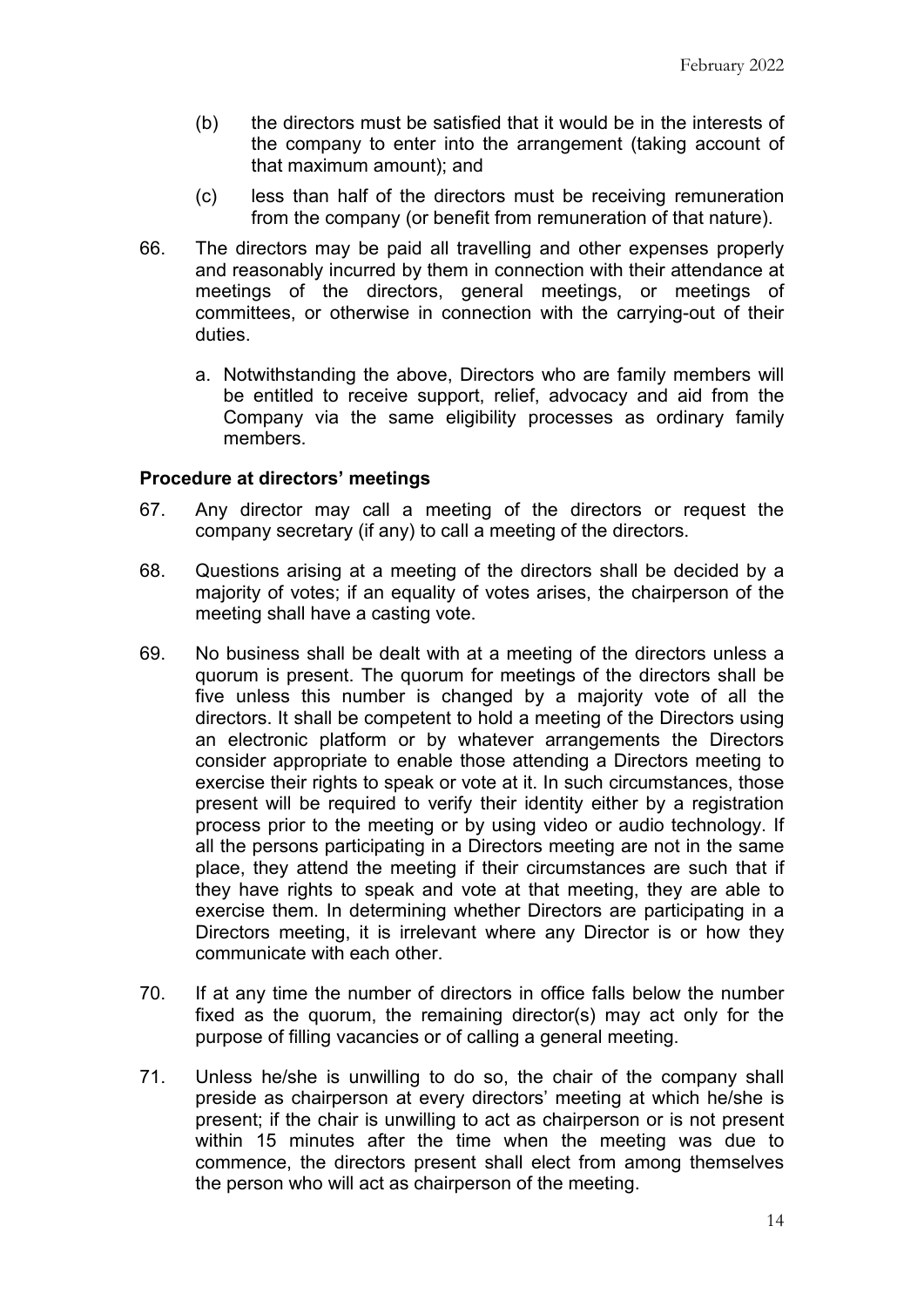(b) the directors must be satisfied that it would be in the interests of the company to enter into the arrangement (taking account of that maximum amount); and

(c) less than half of the directors must be receiving remuneration from the company (or benefit from remuneration of that nature).

66. The directors may be paid all travelling and other expenses properly and reasonably incurred by them in connection with their attendance at meetings of the directors, general meetings, or meetings of committees, or otherwise in connection with the carrying-out of their duties.

    a. Notwithstanding the above, Directors who are family members will be entitled to receive support, relief, advocacy and aid from the Company via the same eligibility processes as ordinary family members.

### Procedure at directors' meetings

67. Any director may call a meeting of the directors or request the company secretary (if any) to call a meeting of the directors.

68. Questions arising at a meeting of the directors shall be decided by a majority of votes; if an equality of votes arises, the chairperson of the meeting shall have a casting vote.

69. No business shall be dealt with at a meeting of the directors unless a quorum is present. The quorum for meetings of the directors shall be five unless this number is changed by a majority vote of all the directors. It shall be competent to hold a meeting of the Directors using an electronic platform or by whatever arrangements the Directors consider appropriate to enable those attending a Directors meeting to exercise their rights to speak or vote at it. In such circumstances, those present will be required to verify their identity either by a registration process prior to the meeting or by using video or audio technology. If all the persons participating in a Directors meeting are not in the same place, they attend the meeting if their circumstances are such that if they have rights to speak and vote at that meeting, they are able to exercise them. In determining whether Directors are participating in a Directors meeting, it is irrelevant where any Director is or how they communicate with each other.

70. If at any time the number of directors in office falls below the number fixed as the quorum, the remaining director(s) may act only for the purpose of filling vacancies or of calling a general meeting.

71. Unless he/she is unwilling to do so, the chair of the company shall preside as chairperson at every directors' meeting at which he/she is present; if the chair is unwilling to act as chairperson or is not present within 15 minutes after the time when the meeting was due to commence, the directors present shall elect from among themselves the person who will act as chairperson of the meeting.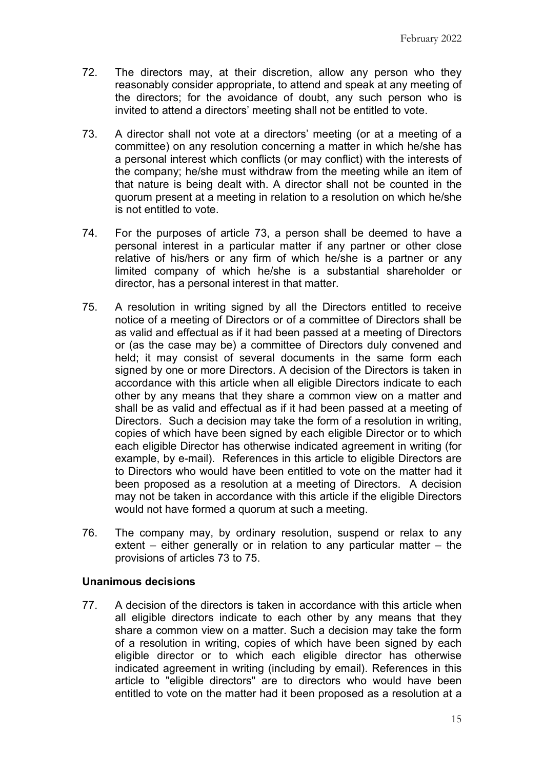72. The directors may, at their discretion, allow any person who they reasonably consider appropriate, to attend and speak at any meeting of the directors; for the avoidance of doubt, any such person who is invited to attend a directors' meeting shall not be entitled to vote.

73. A director shall not vote at a directors' meeting (or at a meeting of a committee) on any resolution concerning a matter in which he/she has a personal interest which conflicts (or may conflict) with the interests of the company; he/she must withdraw from the meeting while an item of that nature is being dealt with. A director shall not be counted in the quorum present at a meeting in relation to a resolution on which he/she is not entitled to vote.

74. For the purposes of article 73, a person shall be deemed to have a personal interest in a particular matter if any partner or other close relative of his/hers or any firm of which he/she is a partner or any limited company of which he/she is a substantial shareholder or director, has a personal interest in that matter.

75. A resolution in writing signed by all the Directors entitled to receive notice of a meeting of Directors or of a committee of Directors shall be as valid and effectual as if it had been passed at a meeting of Directors or (as the case may be) a committee of Directors duly convened and held; it may consist of several documents in the same form each signed by one or more Directors. A decision of the Directors is taken in accordance with this article when all eligible Directors indicate to each other by any means that they share a common view on a matter and shall be as valid and effectual as if it had been passed at a meeting of Directors. Such a decision may take the form of a resolution in writing, copies of which have been signed by each eligible Director or to which each eligible Director has otherwise indicated agreement in writing (for example, by e-mail). References in this article to eligible Directors are to Directors who would have been entitled to vote on the matter had it been proposed as a resolution at a meeting of Directors. A decision may not be taken in accordance with this article if the eligible Directors would not have formed a quorum at such a meeting.

76. The company may, by ordinary resolution, suspend or relax to any extent – either generally or in relation to any particular matter – the provisions of articles 73 to 75.

### Unanimous decisions

77. A decision of the directors is taken in accordance with this article when all eligible directors indicate to each other by any means that they share a common view on a matter. Such a decision may take the form of a resolution in writing, copies of which have been signed by each eligible director or to which each eligible director has otherwise indicated agreement in writing (including by email). References in this article to "eligible directors" are to directors who would have been entitled to vote on the matter had it been proposed as a resolution at a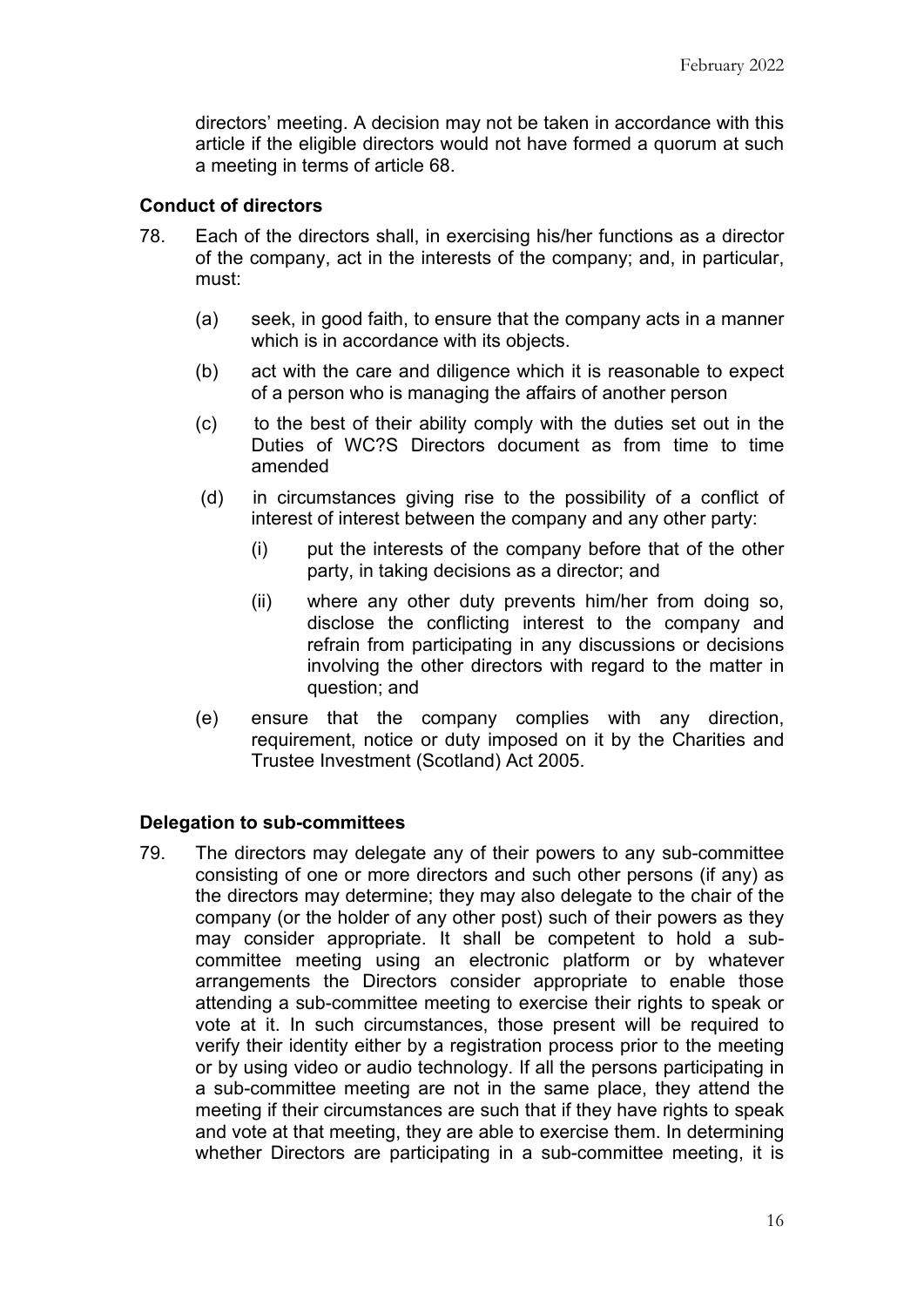directors' meeting. A decision may not be taken in accordance with this article if the eligible directors would not have formed a quorum at such a meeting in terms of article 68.

### Conduct of directors

78. Each of the directors shall, in exercising his/her functions as a director of the company, act in the interests of the company; and, in particular, must:

    (a) seek, in good faith, to ensure that the company acts in a manner which is in accordance with its objects.

    (b) act with the care and diligence which it is reasonable to expect of a person who is managing the affairs of another person

    (c) to the best of their ability comply with the duties set out in the Duties of WC?S Directors document as from time to time amended

    (d) in circumstances giving rise to the possibility of a conflict of interest of interest between the company and any other party:

        (i) put the interests of the company before that of the other party, in taking decisions as a director; and

        (ii) where any other duty prevents him/her from doing so, disclose the conflicting interest to the company and refrain from participating in any discussions or decisions involving the other directors with regard to the matter in question; and

    (e) ensure that the company complies with any direction, requirement, notice or duty imposed on it by the Charities and Trustee Investment (Scotland) Act 2005.

### Delegation to sub-committees

79. The directors may delegate any of their powers to any sub-committee consisting of one or more directors and such other persons (if any) as the directors may determine; they may also delegate to the chair of the company (or the holder of any other post) such of their powers as they may consider appropriate. It shall be competent to hold a sub-committee meeting using an electronic platform or by whatever arrangements the Directors consider appropriate to enable those attending a sub-committee meeting to exercise their rights to speak or vote at it. In such circumstances, those present will be required to verify their identity either by a registration process prior to the meeting or by using video or audio technology. If all the persons participating in a sub-committee meeting are not in the same place, they attend the meeting if their circumstances are such that if they have rights to speak and vote at that meeting, they are able to exercise them. In determining whether Directors are participating in a sub-committee meeting, it is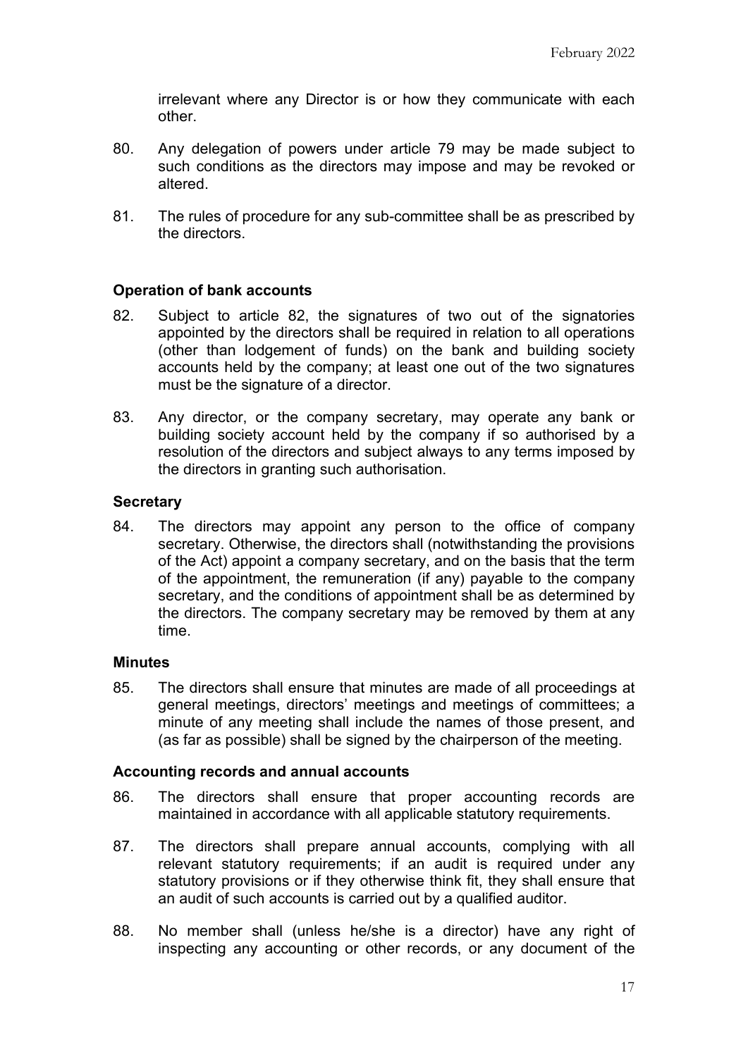irrelevant where any Director is or how they communicate with each other.

80. Any delegation of powers under article 79 may be made subject to such conditions as the directors may impose and may be revoked or altered.

81. The rules of procedure for any sub-committee shall be as prescribed by the directors.

**Operation of bank accounts**

82. Subject to article 82, the signatures of two out of the signatories appointed by the directors shall be required in relation to all operations (other than lodgement of funds) on the bank and building society accounts held by the company; at least one out of the two signatures must be the signature of a director.

83. Any director, or the company secretary, may operate any bank or building society account held by the company if so authorised by a resolution of the directors and subject always to any terms imposed by the directors in granting such authorisation.

**Secretary**

84. The directors may appoint any person to the office of company secretary. Otherwise, the directors shall (notwithstanding the provisions of the Act) appoint a company secretary, and on the basis that the term of the appointment, the remuneration (if any) payable to the company secretary, and the conditions of appointment shall be as determined by the directors. The company secretary may be removed by them at any time.

**Minutes**

85. The directors shall ensure that minutes are made of all proceedings at general meetings, directors' meetings and meetings of committees; a minute of any meeting shall include the names of those present, and (as far as possible) shall be signed by the chairperson of the meeting.

**Accounting records and annual accounts**

86. The directors shall ensure that proper accounting records are maintained in accordance with all applicable statutory requirements.

87. The directors shall prepare annual accounts, complying with all relevant statutory requirements; if an audit is required under any statutory provisions or if they otherwise think fit, they shall ensure that an audit of such accounts is carried out by a qualified auditor.

88. No member shall (unless he/she is a director) have any right of inspecting any accounting or other records, or any document of the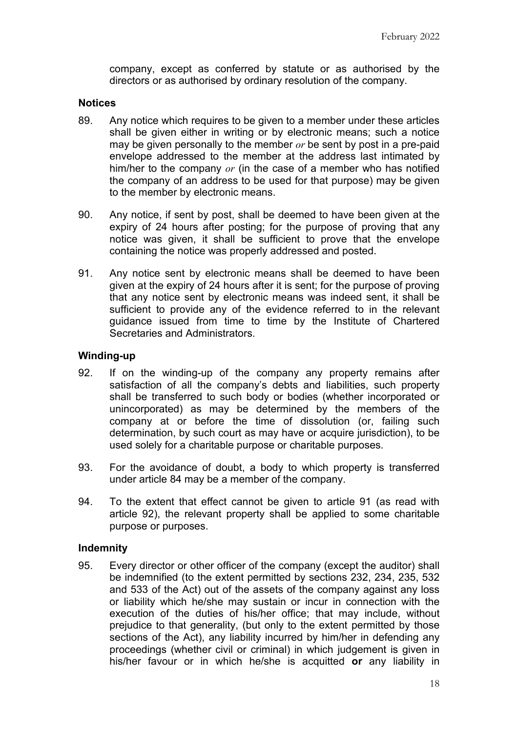company, except as conferred by statute or as authorised by the directors or as authorised by ordinary resolution of the company.

**Notices**

89. Any notice which requires to be given to a member under these articles shall be given either in writing or by electronic means; such a notice may be given personally to the member *or* be sent by post in a pre-paid envelope addressed to the member at the address last intimated by him/her to the company *or* (in the case of a member who has notified the company of an address to be used for that purpose) may be given to the member by electronic means.

90. Any notice, if sent by post, shall be deemed to have been given at the expiry of 24 hours after posting; for the purpose of proving that any notice was given, it shall be sufficient to prove that the envelope containing the notice was properly addressed and posted.

91. Any notice sent by electronic means shall be deemed to have been given at the expiry of 24 hours after it is sent; for the purpose of proving that any notice sent by electronic means was indeed sent, it shall be sufficient to provide any of the evidence referred to in the relevant guidance issued from time to time by the Institute of Chartered Secretaries and Administrators.

**Winding-up**

92. If on the winding-up of the company any property remains after satisfaction of all the company's debts and liabilities, such property shall be transferred to such body or bodies (whether incorporated or unincorporated) as may be determined by the members of the company at or before the time of dissolution (or, failing such determination, by such court as may have or acquire jurisdiction), to be used solely for a charitable purpose or charitable purposes.

93. For the avoidance of doubt, a body to which property is transferred under article 84 may be a member of the company.

94. To the extent that effect cannot be given to article 91 (as read with article 92), the relevant property shall be applied to some charitable purpose or purposes.

**Indemnity**

95. Every director or other officer of the company (except the auditor) shall be indemnified (to the extent permitted by sections 232, 234, 235, 532 and 533 of the Act) out of the assets of the company against any loss or liability which he/she may sustain or incur in connection with the execution of the duties of his/her office; that may include, without prejudice to that generality, (but only to the extent permitted by those sections of the Act), any liability incurred by him/her in defending any proceedings (whether civil or criminal) in which judgement is given in his/her favour or in which he/she is acquitted **or** any liability in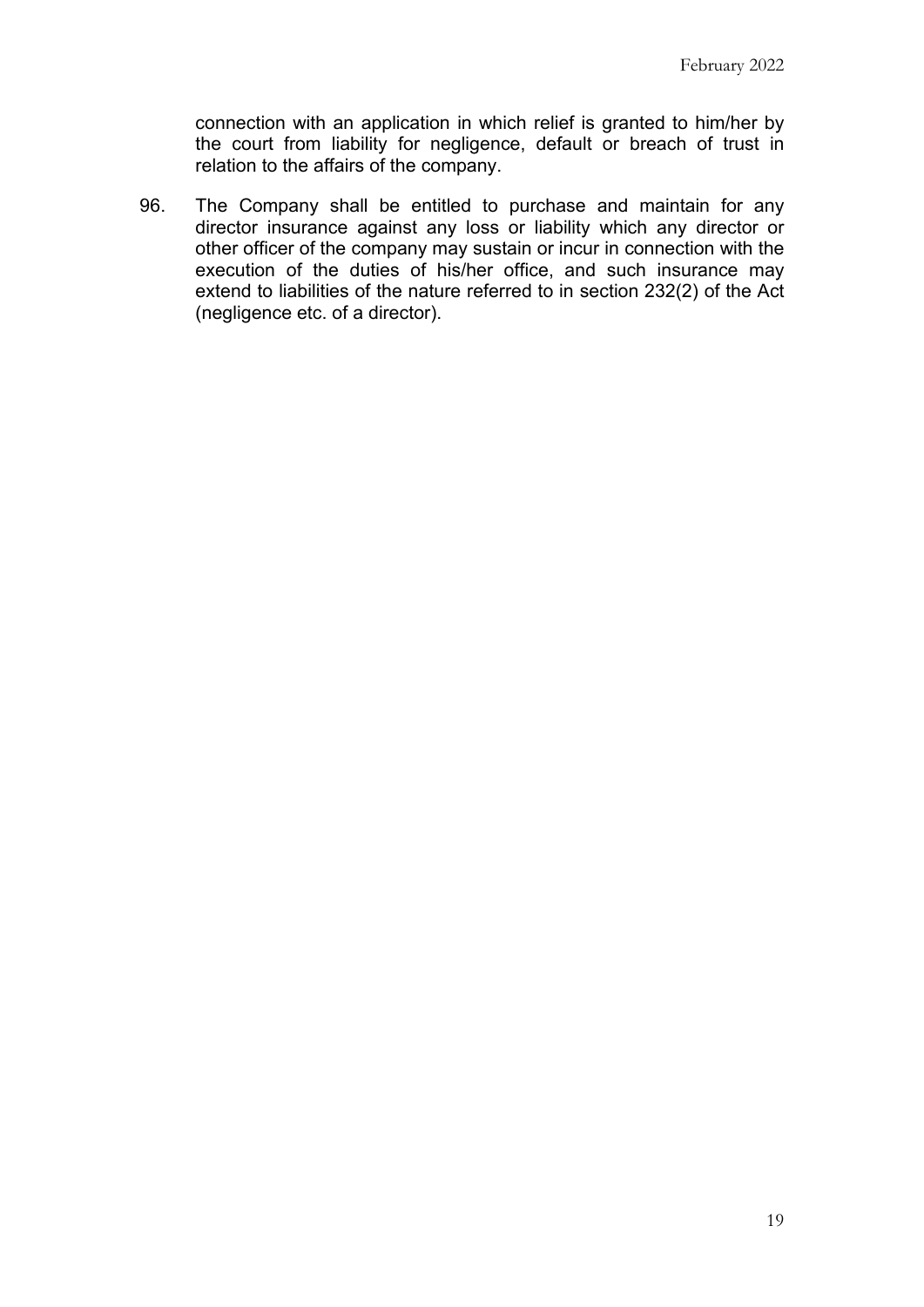connection with an application in which relief is granted to him/her by the court from liability for negligence, default or breach of trust in relation to the affairs of the company.

96. The Company shall be entitled to purchase and maintain for any director insurance against any loss or liability which any director or other officer of the company may sustain or incur in connection with the execution of the duties of his/her office, and such insurance may extend to liabilities of the nature referred to in section 232(2) of the Act (negligence etc. of a director).